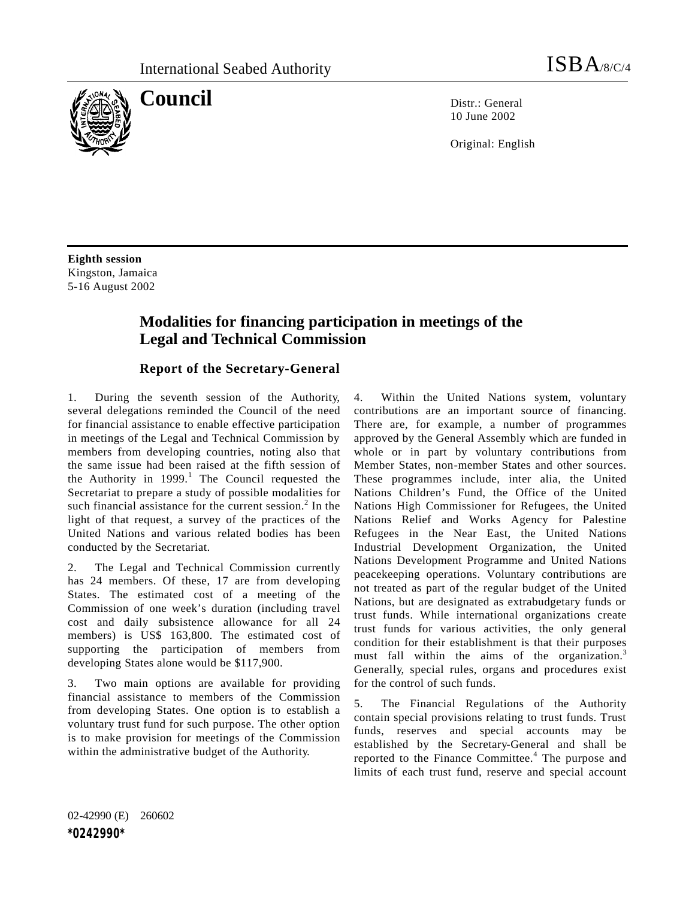International Seabed Authority

ISBA/8/C/4

# Council

Distr.: General
10 June 2002

Original: English

**Eighth session**
Kingston, Jamaica
5-16 August 2002

## Modalities for financing participation in meetings of the Legal and Technical Commission

### Report of the Secretary-General

1. During the seventh session of the Authority, several delegations reminded the Council of the need for financial assistance to enable effective participation in meetings of the Legal and Technical Commission by members from developing countries, noting also that the same issue had been raised at the fifth session of the Authority in 1999.[1] The Council requested the Secretariat to prepare a study of possible modalities for such financial assistance for the current session.[2] In the light of that request, a survey of the practices of the United Nations and various related bodies has been conducted by the Secretariat.

2. The Legal and Technical Commission currently has 24 members. Of these, 17 are from developing States. The estimated cost of a meeting of the Commission of one week's duration (including travel cost and daily subsistence allowance for all 24 members) is US$ 163,800. The estimated cost of supporting the participation of members from developing States alone would be $117,900.

3. Two main options are available for providing financial assistance to members of the Commission from developing States. One option is to establish a voluntary trust fund for such purpose. The other option is to make provision for meetings of the Commission within the administrative budget of the Authority.

4. Within the United Nations system, voluntary contributions are an important source of financing. There are, for example, a number of programmes approved by the General Assembly which are funded in whole or in part by voluntary contributions from Member States, non-member States and other sources. These programmes include, inter alia, the United Nations Children's Fund, the Office of the United Nations High Commissioner for Refugees, the United Nations Relief and Works Agency for Palestine Refugees in the Near East, the United Nations Industrial Development Organization, the United Nations Development Programme and United Nations peacekeeping operations. Voluntary contributions are not treated as part of the regular budget of the United Nations, but are designated as extrabudgetary funds or trust funds. While international organizations create trust funds for various activities, the only general condition for their establishment is that their purposes must fall within the aims of the organization.[3] Generally, special rules, organs and procedures exist for the control of such funds.

5. The Financial Regulations of the Authority contain special provisions relating to trust funds. Trust funds, reserves and special accounts may be established by the Secretary-General and shall be reported to the Finance Committee.[4] The purpose and limits of each trust fund, reserve and special account

02-42990 (E) 260602
*0242990*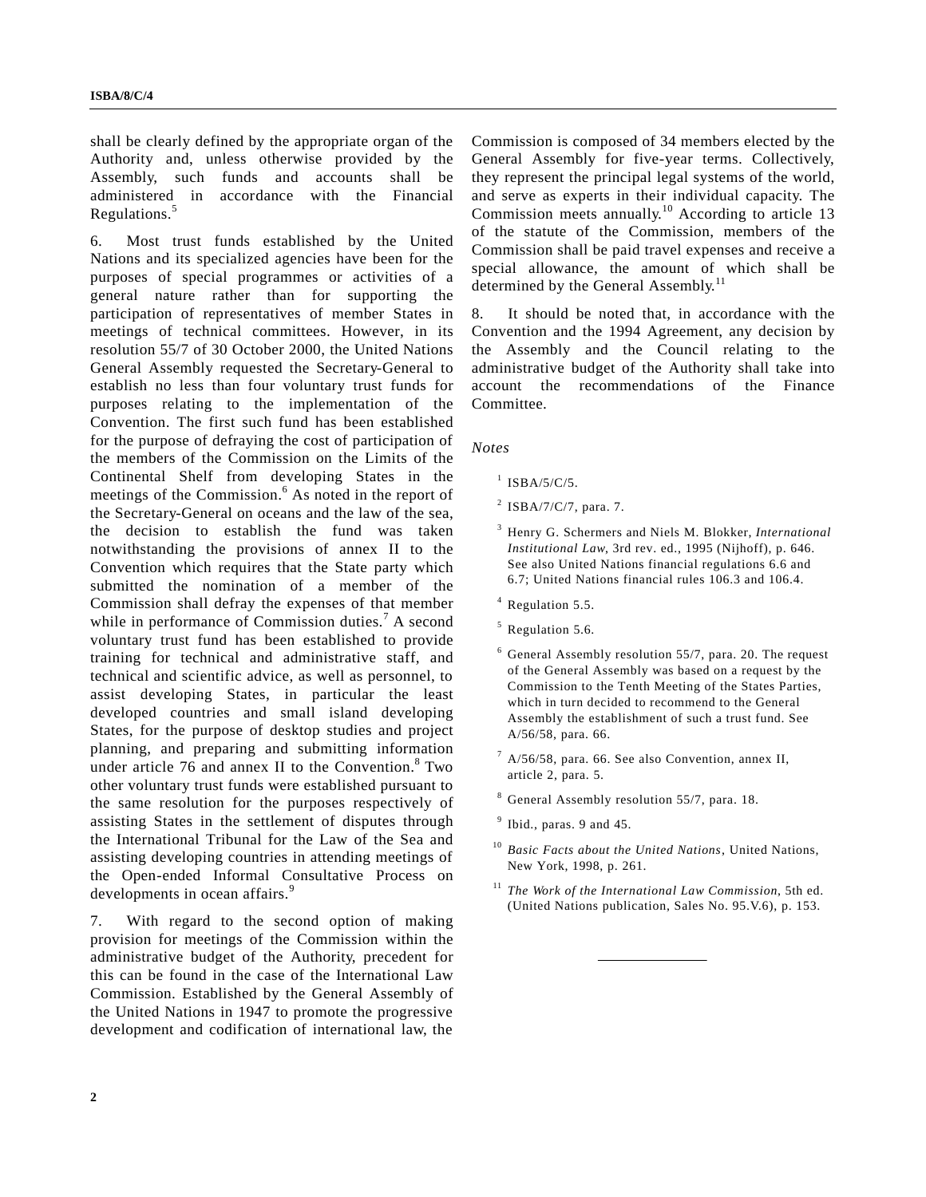shall be clearly defined by the appropriate organ of the Authority and, unless otherwise provided by the Assembly, such funds and accounts shall be administered in accordance with the Financial Regulations.[5]

6. Most trust funds established by the United Nations and its specialized agencies have been for the purposes of special programmes or activities of a general nature rather than for supporting the participation of representatives of member States in meetings of technical committees. However, in its resolution 55/7 of 30 October 2000, the United Nations General Assembly requested the Secretary-General to establish no less than four voluntary trust funds for purposes relating to the implementation of the Convention. The first such fund has been established for the purpose of defraying the cost of participation of the members of the Commission on the Limits of the Continental Shelf from developing States in the meetings of the Commission.[6] As noted in the report of the Secretary-General on oceans and the law of the sea, the decision to establish the fund was taken notwithstanding the provisions of annex II to the Convention which requires that the State party which submitted the nomination of a member of the Commission shall defray the expenses of that member while in performance of Commission duties.[7] A second voluntary trust fund has been established to provide training for technical and administrative staff, and technical and scientific advice, as well as personnel, to assist developing States, in particular the least developed countries and small island developing States, for the purpose of desktop studies and project planning, and preparing and submitting information under article 76 and annex II to the Convention.[8] Two other voluntary trust funds were established pursuant to the same resolution for the purposes respectively of assisting States in the settlement of disputes through the International Tribunal for the Law of the Sea and assisting developing countries in attending meetings of the Open-ended Informal Consultative Process on developments in ocean affairs.[9]

7. With regard to the second option of making provision for meetings of the Commission within the administrative budget of the Authority, precedent for this can be found in the case of the International Law Commission. Established by the General Assembly of the United Nations in 1947 to promote the progressive development and codification of international law, the Commission is composed of 34 members elected by the General Assembly for five-year terms. Collectively, they represent the principal legal systems of the world, and serve as experts in their individual capacity. The Commission meets annually.[10] According to article 13 of the statute of the Commission, members of the Commission shall be paid travel expenses and receive a special allowance, the amount of which shall be determined by the General Assembly.[11]

8. It should be noted that, in accordance with the Convention and the 1994 Agreement, any decision by the Assembly and the Council relating to the administrative budget of the Authority shall take into account the recommendations of the Finance Committee.

*Notes*

[1] ISBA/5/C/5.

[2] ISBA/7/C/7, para. 7.

[3] Henry G. Schermers and Niels M. Blokker, *International Institutional Law*, 3rd rev. ed., 1995 (Nijhoff), p. 646. See also United Nations financial regulations 6.6 and 6.7; United Nations financial rules 106.3 and 106.4.

[4] Regulation 5.5.

[5] Regulation 5.6.

[6] General Assembly resolution 55/7, para. 20. The request of the General Assembly was based on a request by the Commission to the Tenth Meeting of the States Parties, which in turn decided to recommend to the General Assembly the establishment of such a trust fund. See A/56/58, para. 66.

[7] A/56/58, para. 66. See also Convention, annex II, article 2, para. 5.

[8] General Assembly resolution 55/7, para. 18.

[9] Ibid., paras. 9 and 45.

[10] *Basic Facts about the United Nations*, United Nations, New York, 1998, p. 261.

[11] *The Work of the International Law Commission*, 5th ed. (United Nations publication, Sales No. 95.V.6), p. 153.